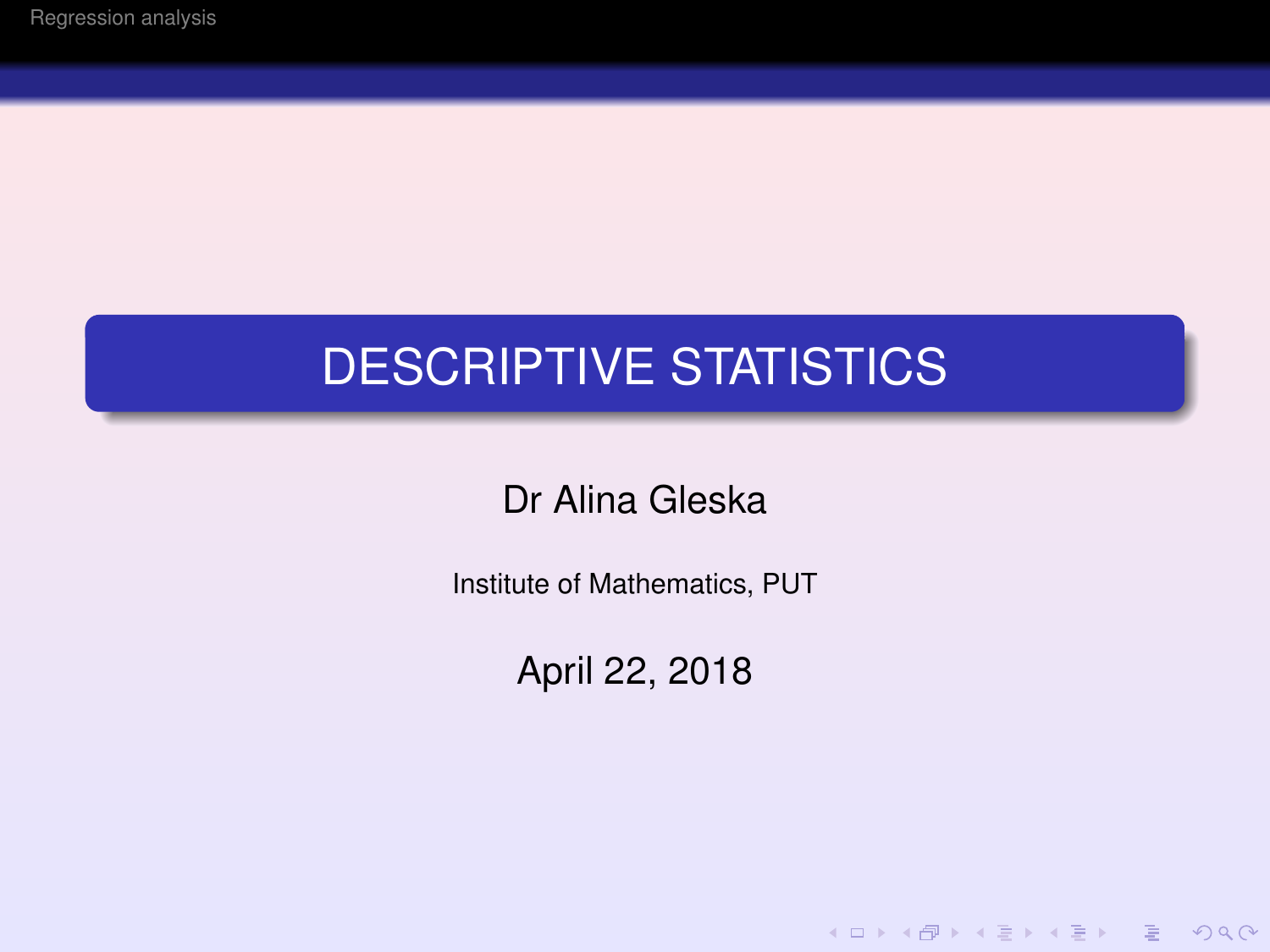# DESCRIPTIVE STATISTICS

Dr Alina Gleska

Institute of Mathematics, PUT

April 22, 2018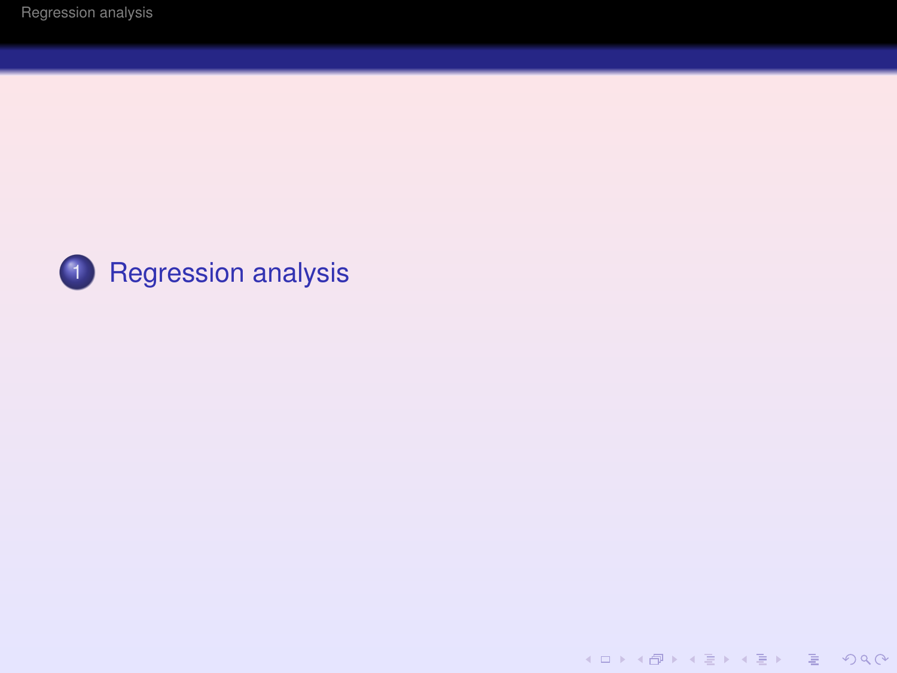1. Regression analysis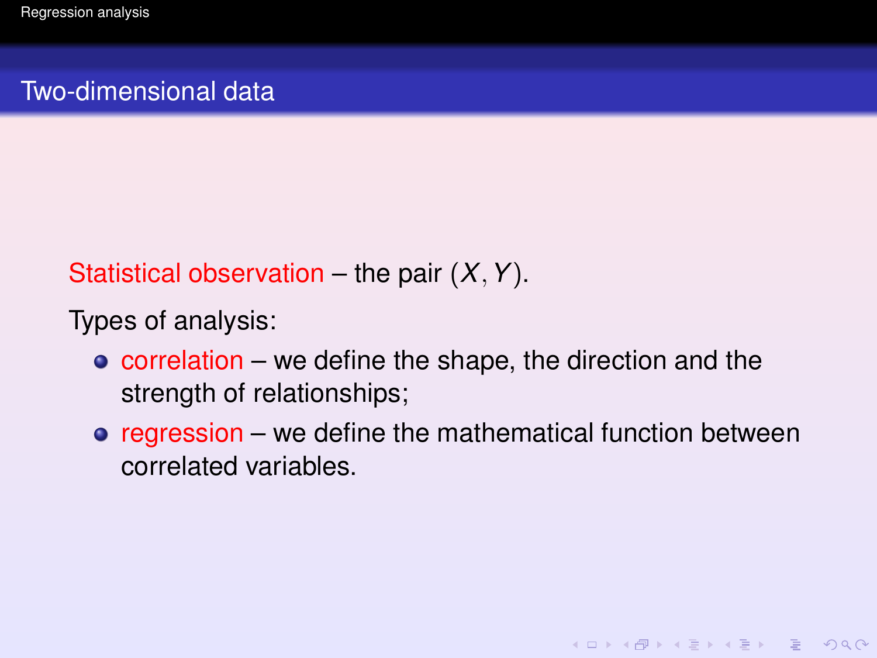## Two-dimensional data

Statistical observation – the pair $(X, Y)$.

Types of analysis:

- correlation – we define the shape, the direction and the strength of relationships;
- regression – we define the mathematical function between correlated variables.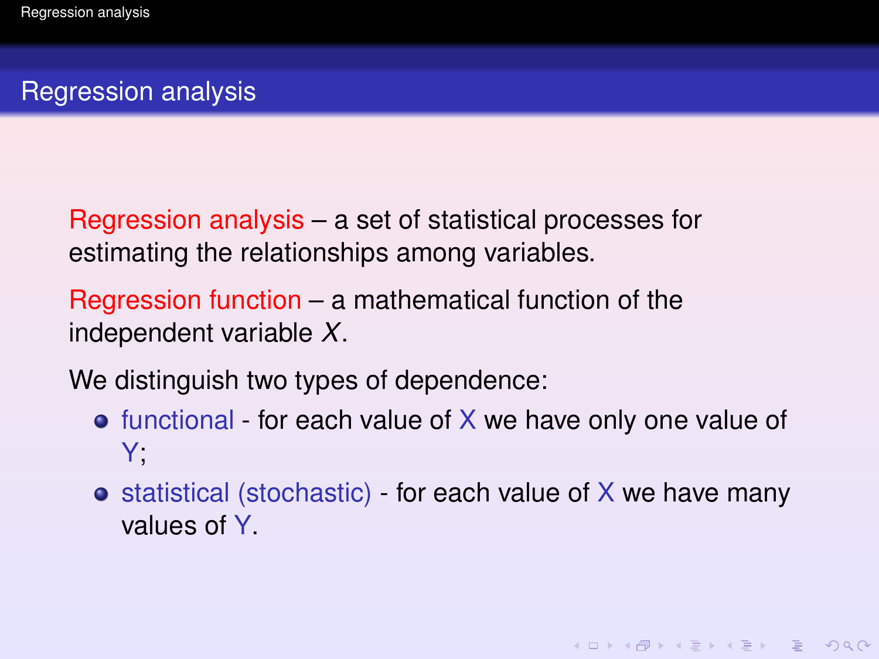## Regression analysis

**Regression analysis** – a set of statistical processes for estimating the relationships among variables.

**Regression function** – a mathematical function of the independent variable $X$.

We distinguish two types of dependence:

- functional - for each value of X we have only one value of Y;
- statistical (stochastic) - for each value of X we have many values of Y.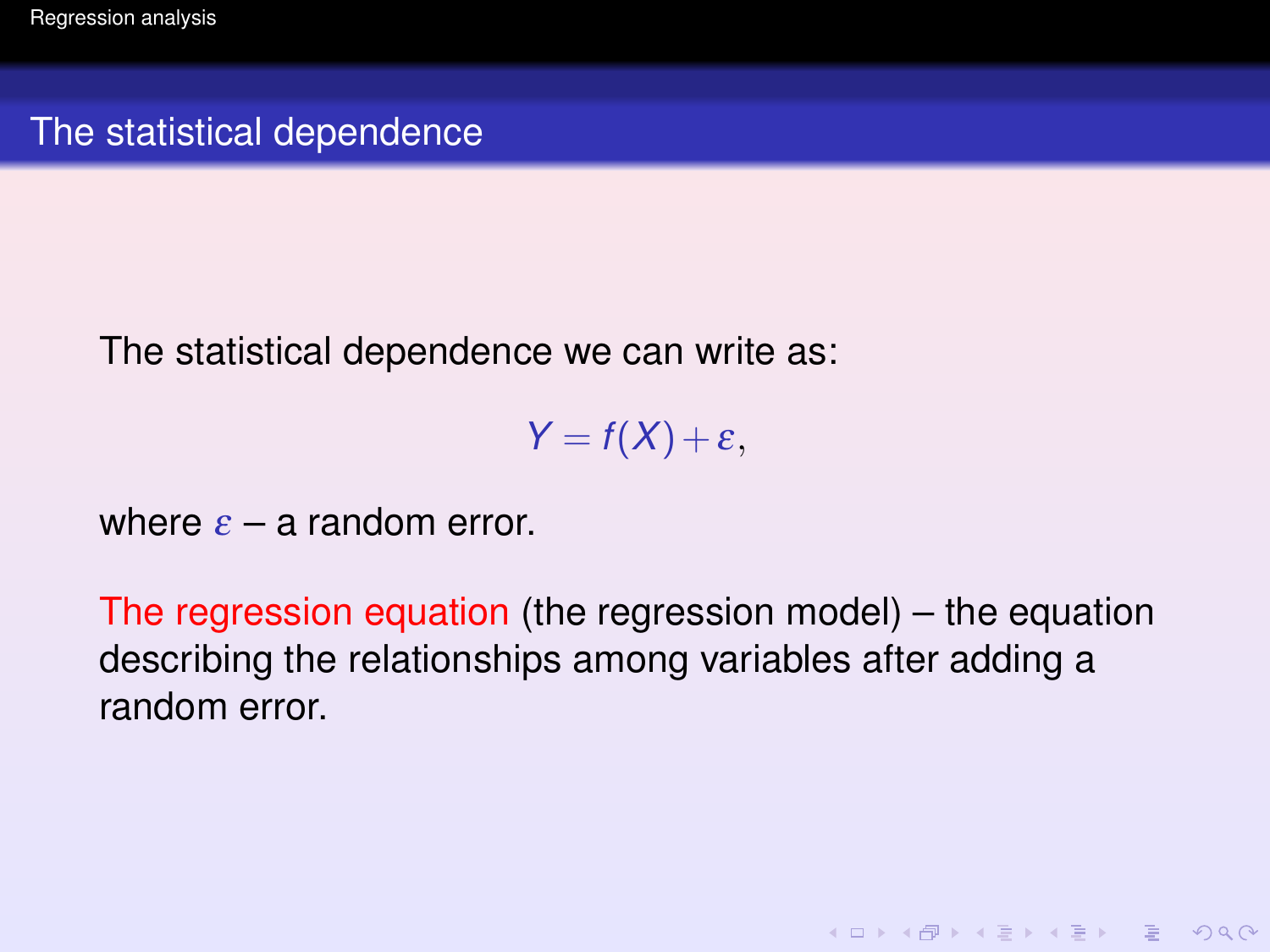## The statistical dependence

The statistical dependence we can write as:

$$Y = f(X) + \varepsilon,$$

where $\varepsilon$ – a random error.

The regression equation (the regression model) – the equation describing the relationships among variables after adding a random error.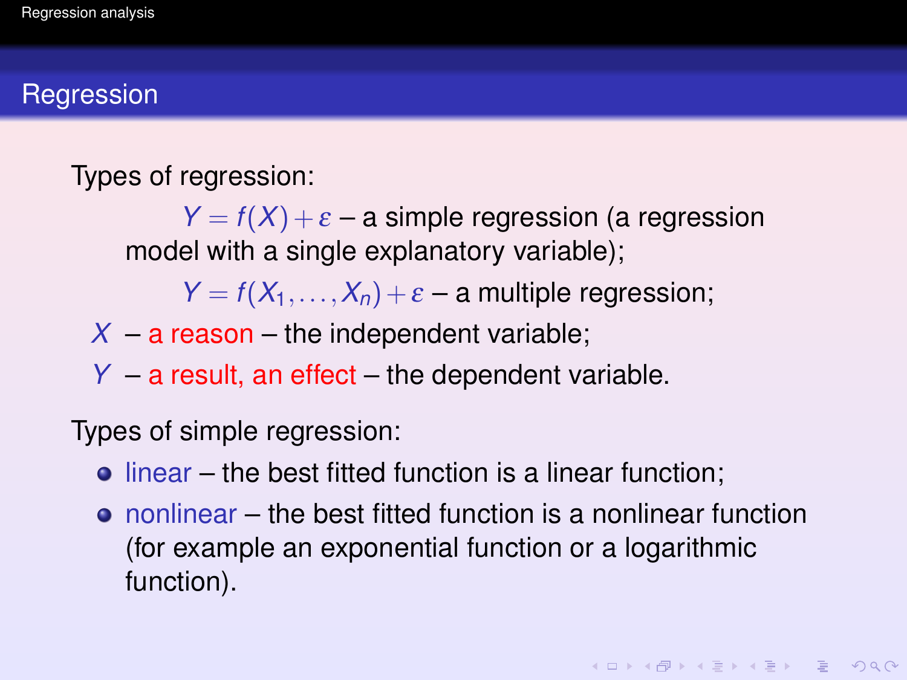## Regression

Types of regression:

$Y = f(X) + \varepsilon$ – a simple regression (a regression model with a single explanatory variable);

$Y = f(X_1, \ldots, X_n) + \varepsilon$ – a multiple regression;

$X$ – a reason – the independent variable;

$Y$ – a result, an effect – the dependent variable.

Types of simple regression:

- linear – the best fitted function is a linear function;
- nonlinear – the best fitted function is a nonlinear function (for example an exponential function or a logarithmic function).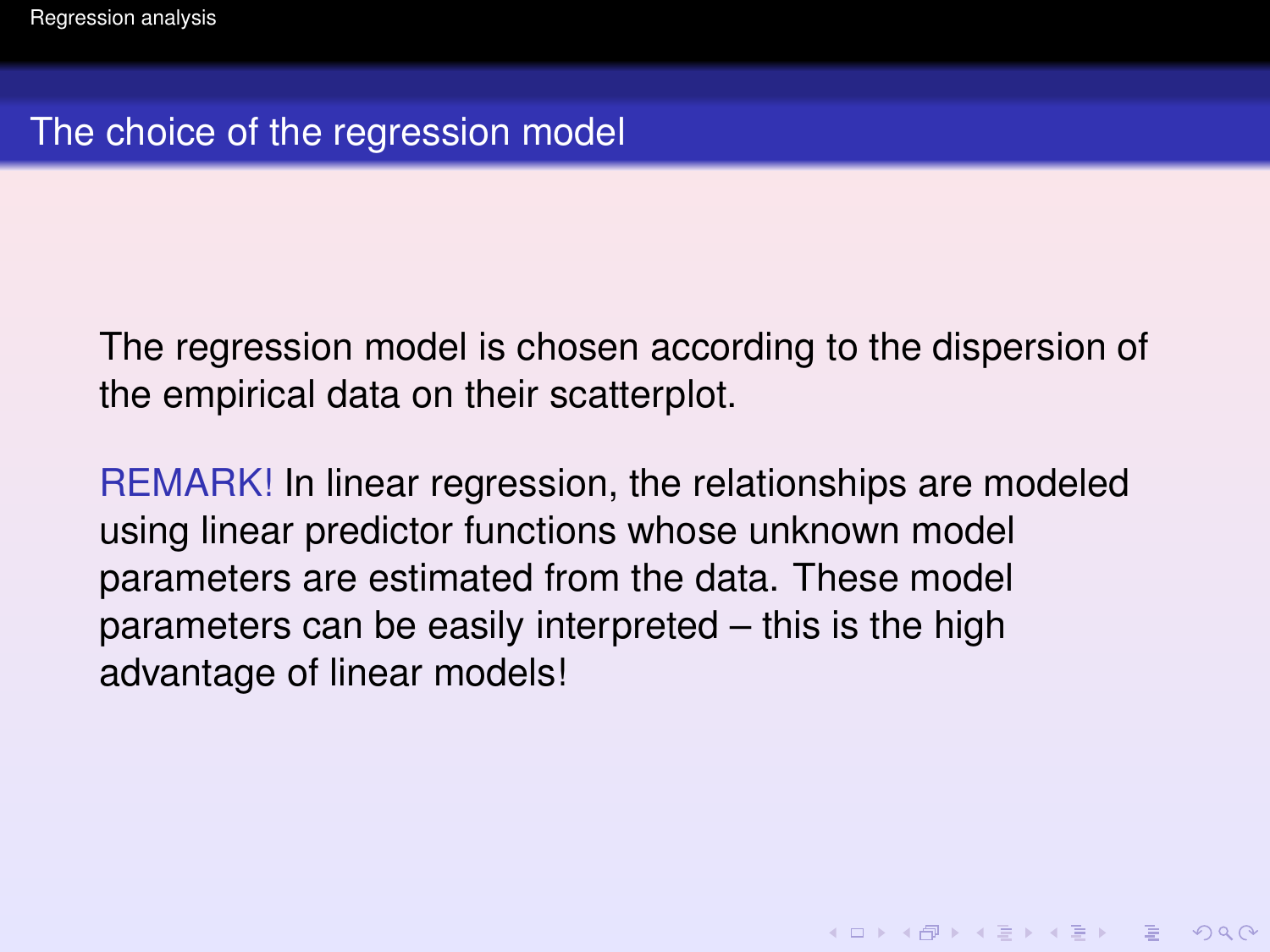## The choice of the regression model

The regression model is chosen according to the dispersion of the empirical data on their scatterplot.

REMARK! In linear regression, the relationships are modeled using linear predictor functions whose unknown model parameters are estimated from the data. These model parameters can be easily interpreted – this is the high advantage of linear models!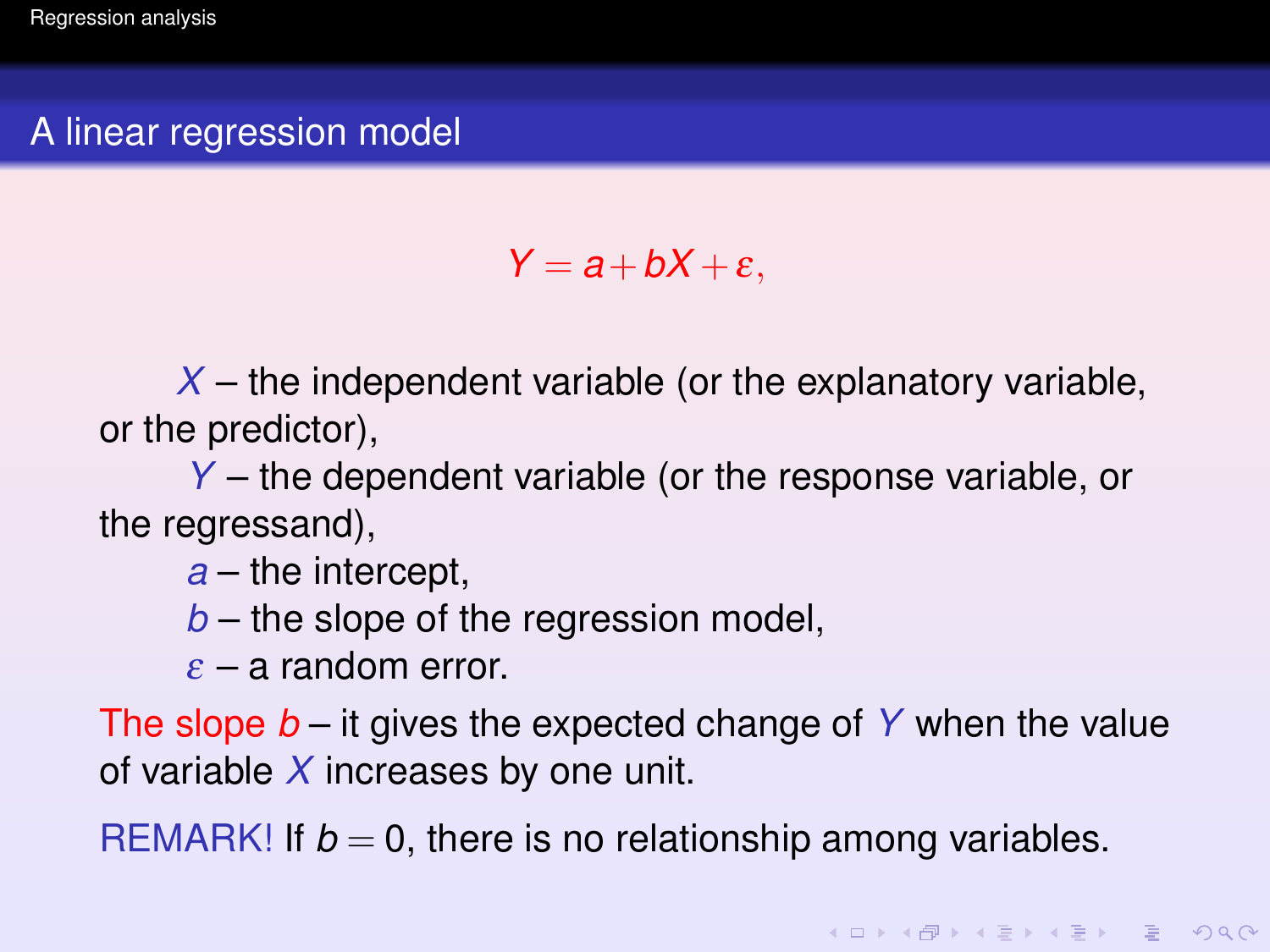## A linear regression model

$$Y = a + bX + \varepsilon,$$

$X$ – the independent variable (or the explanatory variable, or the predictor),

$Y$ – the dependent variable (or the response variable, or the regressand),

$a$ – the intercept,

$b$ – the slope of the regression model,

$\varepsilon$ – a random error.

The slope $b$ – it gives the expected change of $Y$ when the value of variable $X$ increases by one unit.

REMARK! If $b = 0$, there is no relationship among variables.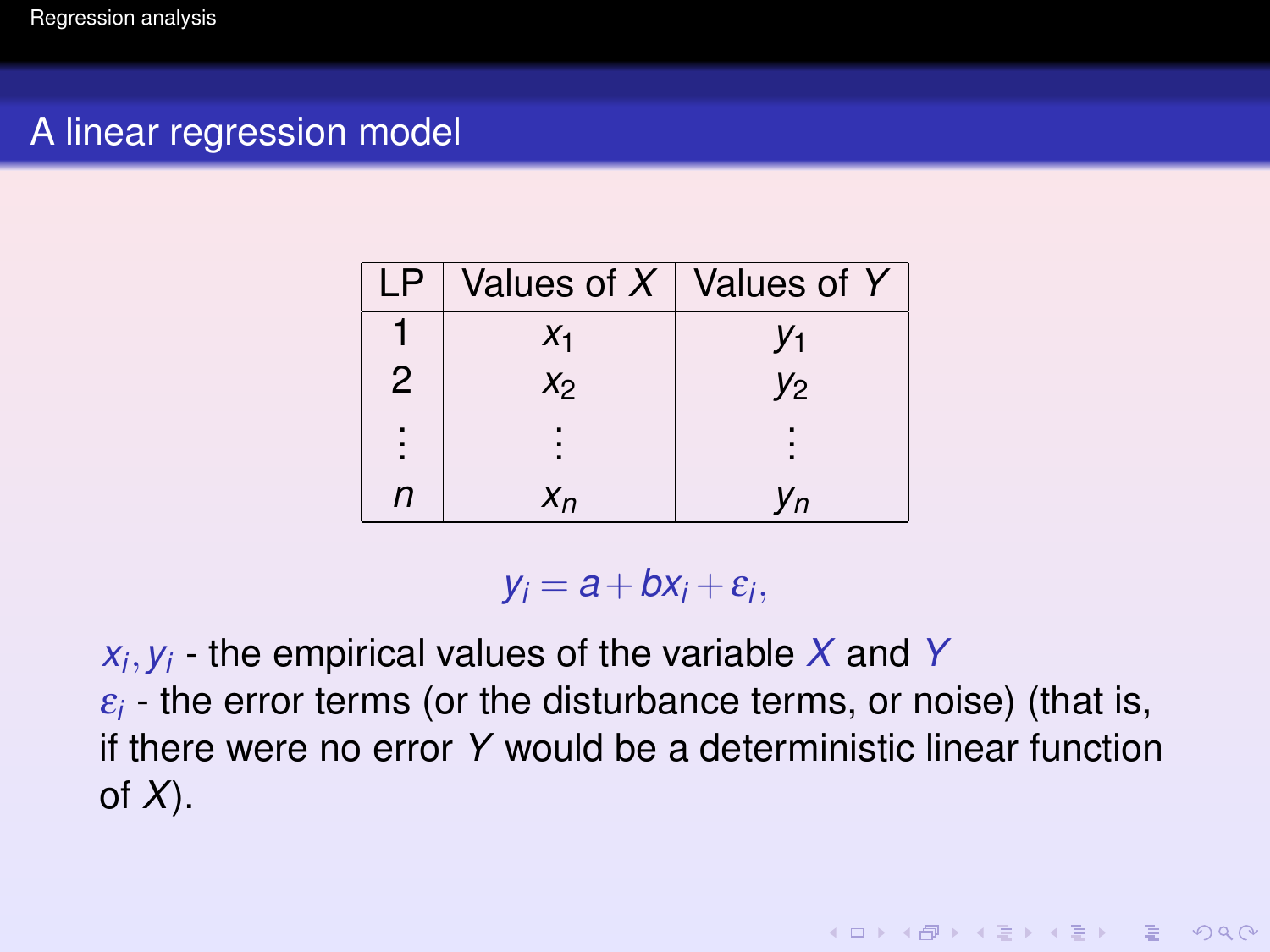## A linear regression model

| LP | Values of $X$ | Values of $Y$ |
|---|---|---|
| 1 | $x_1$ | $y_1$ |
| 2 | $x_2$ | $y_2$ |
| $\vdots$ | $\vdots$ | $\vdots$ |
| $n$ | $x_n$ | $y_n$ |

$$y_i = a + bx_i + \varepsilon_i,$$

$x_i, y_i$ - the empirical values of the variable $X$ and $Y$

$\varepsilon_i$ - the error terms (or the disturbance terms, or noise) (that is, if there were no error $Y$ would be a deterministic linear function of $X$).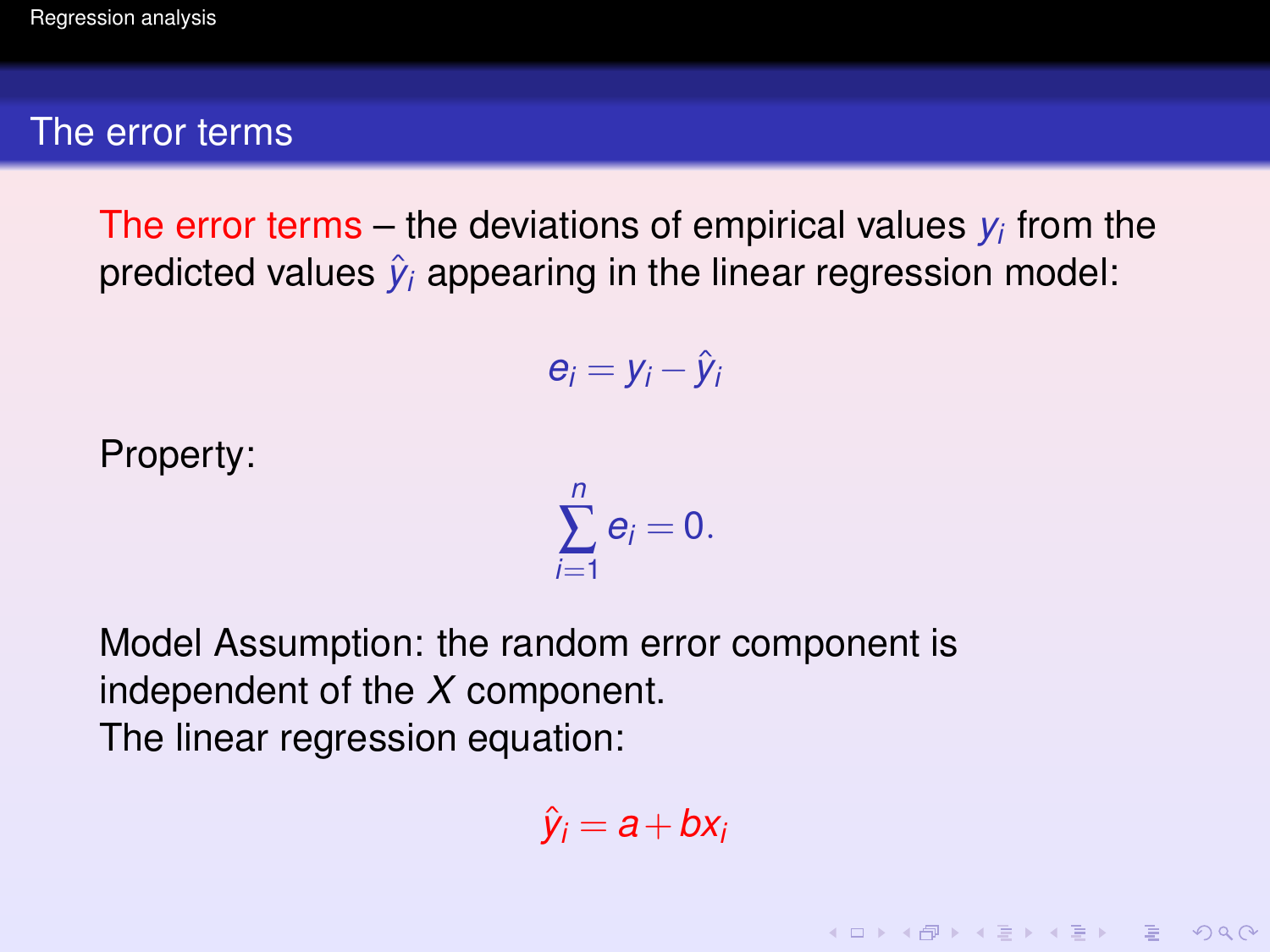## The error terms

**The error terms** – the deviations of empirical values $y_i$ from the predicted values $\hat{y}_i$ appearing in the linear regression model:

$$e_i = y_i - \hat{y}_i$$

Property:

$$\sum_{i=1}^{n} e_i = 0.$$

Model Assumption: the random error component is independent of the $X$ component.
The linear regression equation:

$$\hat{y}_i = a + bx_i$$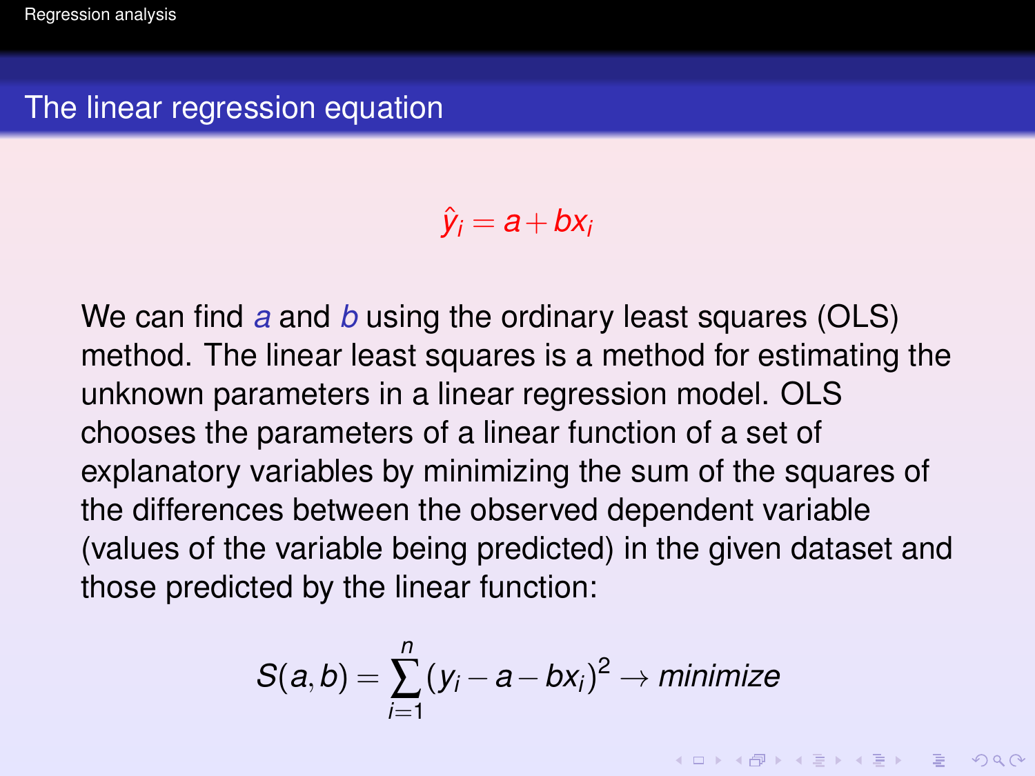## The linear regression equation

$$\hat{y}_i = a + bx_i$$

We can find $a$ and $b$ using the ordinary least squares (OLS) method. The linear least squares is a method for estimating the unknown parameters in a linear regression model. OLS chooses the parameters of a linear function of a set of explanatory variables by minimizing the sum of the squares of the differences between the observed dependent variable (values of the variable being predicted) in the given dataset and those predicted by the linear function:

$$S(a, b) = \sum_{i=1}^{n} (y_i - a - bx_i)^2 \rightarrow minimize$$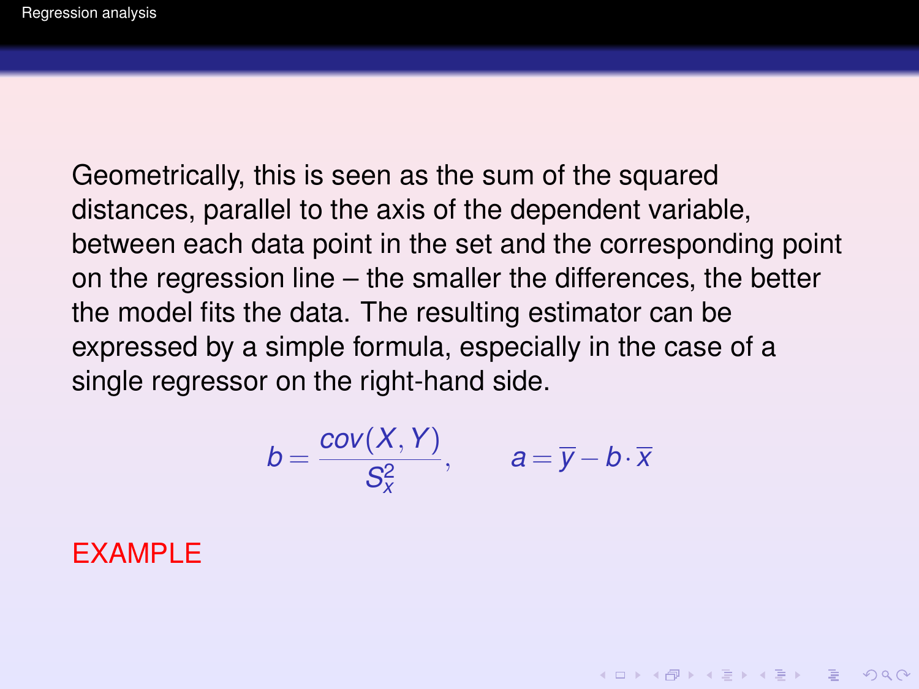Geometrically, this is seen as the sum of the squared distances, parallel to the axis of the dependent variable, between each data point in the set and the corresponding point on the regression line – the smaller the differences, the better the model fits the data. The resulting estimator can be expressed by a simple formula, especially in the case of a single regressor on the right-hand side.

$$b = \frac{cov(X, Y)}{S_x^2}, \qquad a = \overline{y} - b \cdot \overline{x}$$

EXAMPLE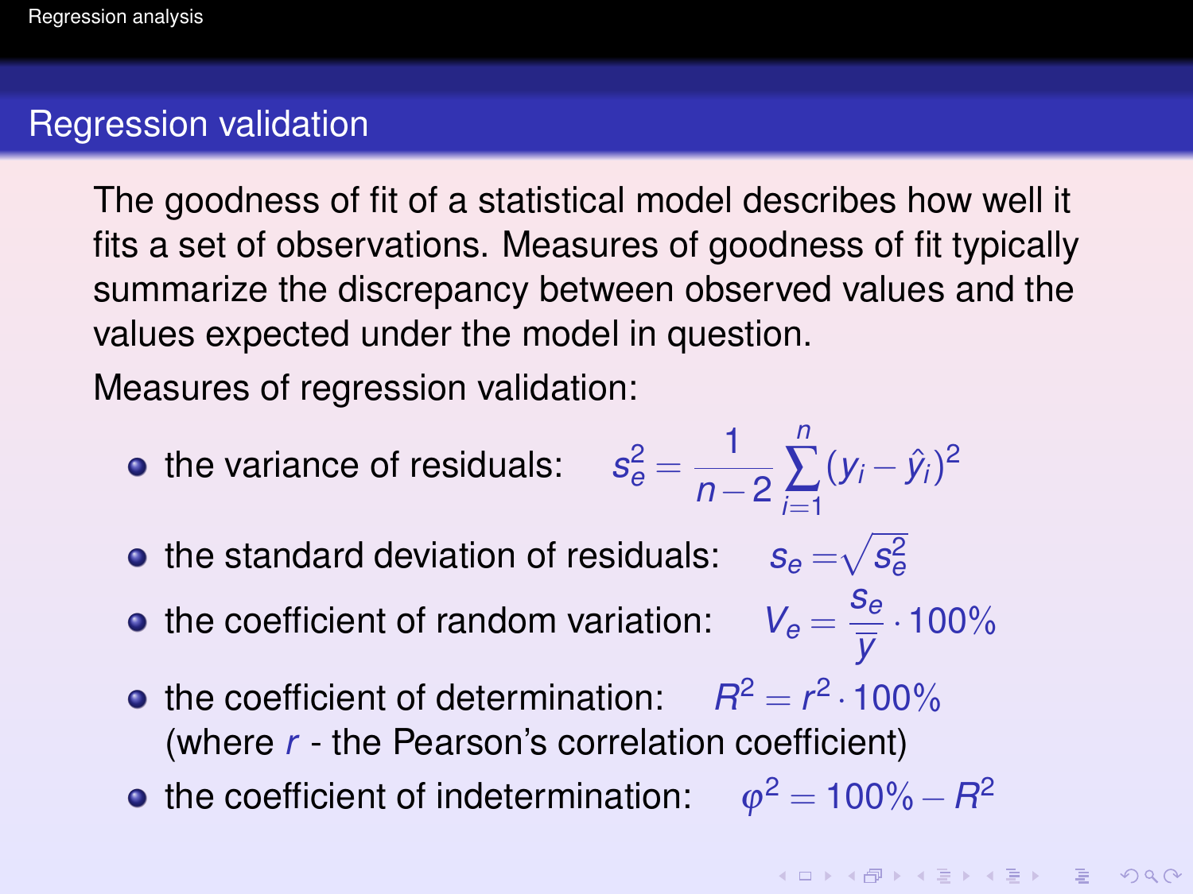## Regression validation

The goodness of fit of a statistical model describes how well it fits a set of observations. Measures of goodness of fit typically summarize the discrepancy between observed values and the values expected under the model in question.

Measures of regression validation:

- the variance of residuals: $s_e^2 = \frac{1}{n-2}\sum_{i=1}^{n}(y_i - \hat{y}_i)^2$
- the standard deviation of residuals: $s_e = \sqrt{s_e^2}$
- the coefficient of random variation: $V_e = \frac{s_e}{\overline{y}} \cdot 100\%$
- the coefficient of determination: $R^2 = r^2 \cdot 100\%$ (where $r$ - the Pearson's correlation coefficient)
- the coefficient of indetermination: $\varphi^2 = 100\% - R^2$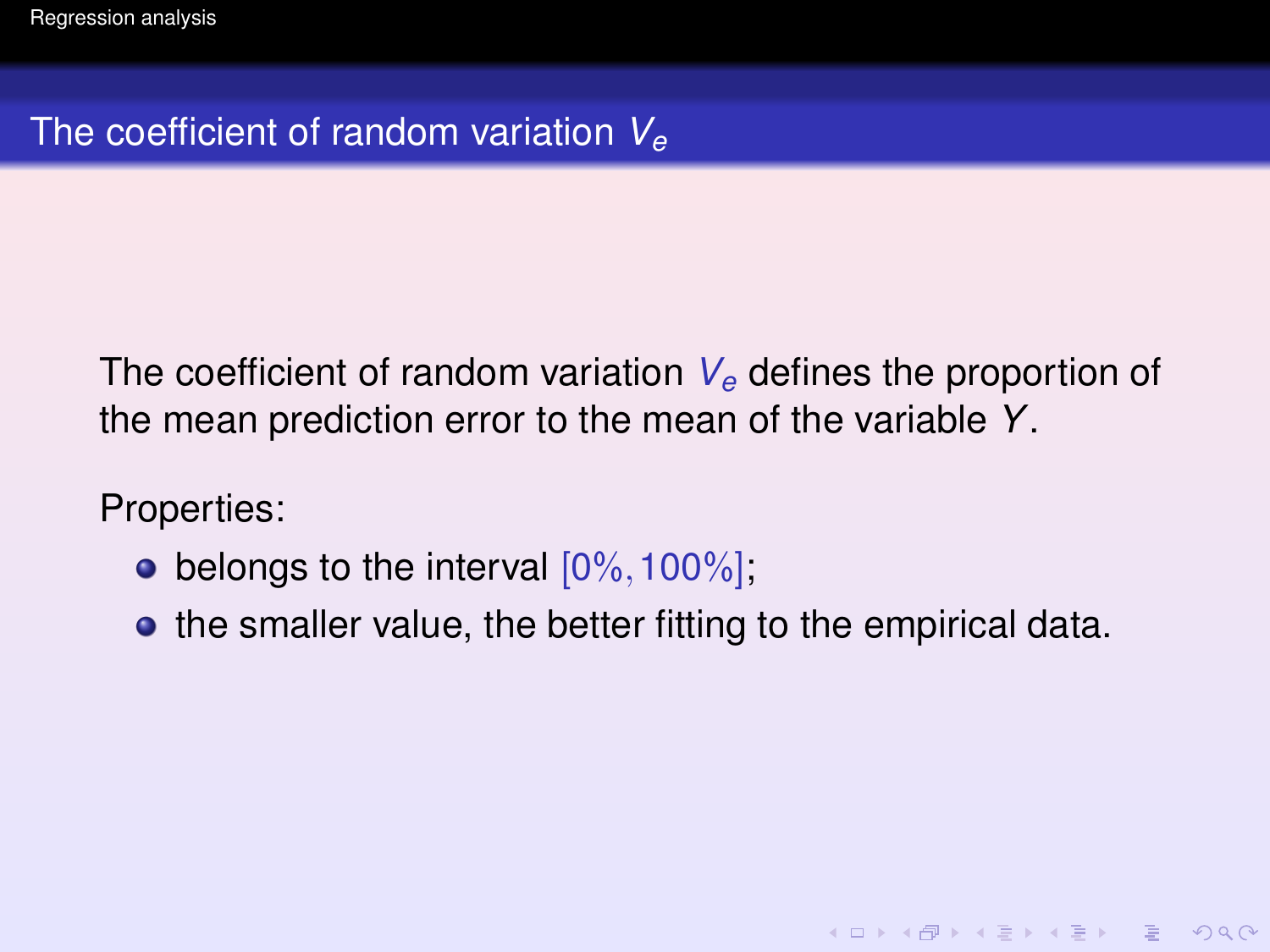## The coefficient of random variation $V_e$

The coefficient of random variation $V_e$ defines the proportion of the mean prediction error to the mean of the variable $Y$.

Properties:

- belongs to the interval $[0\%, 100\%]$;
- the smaller value, the better fitting to the empirical data.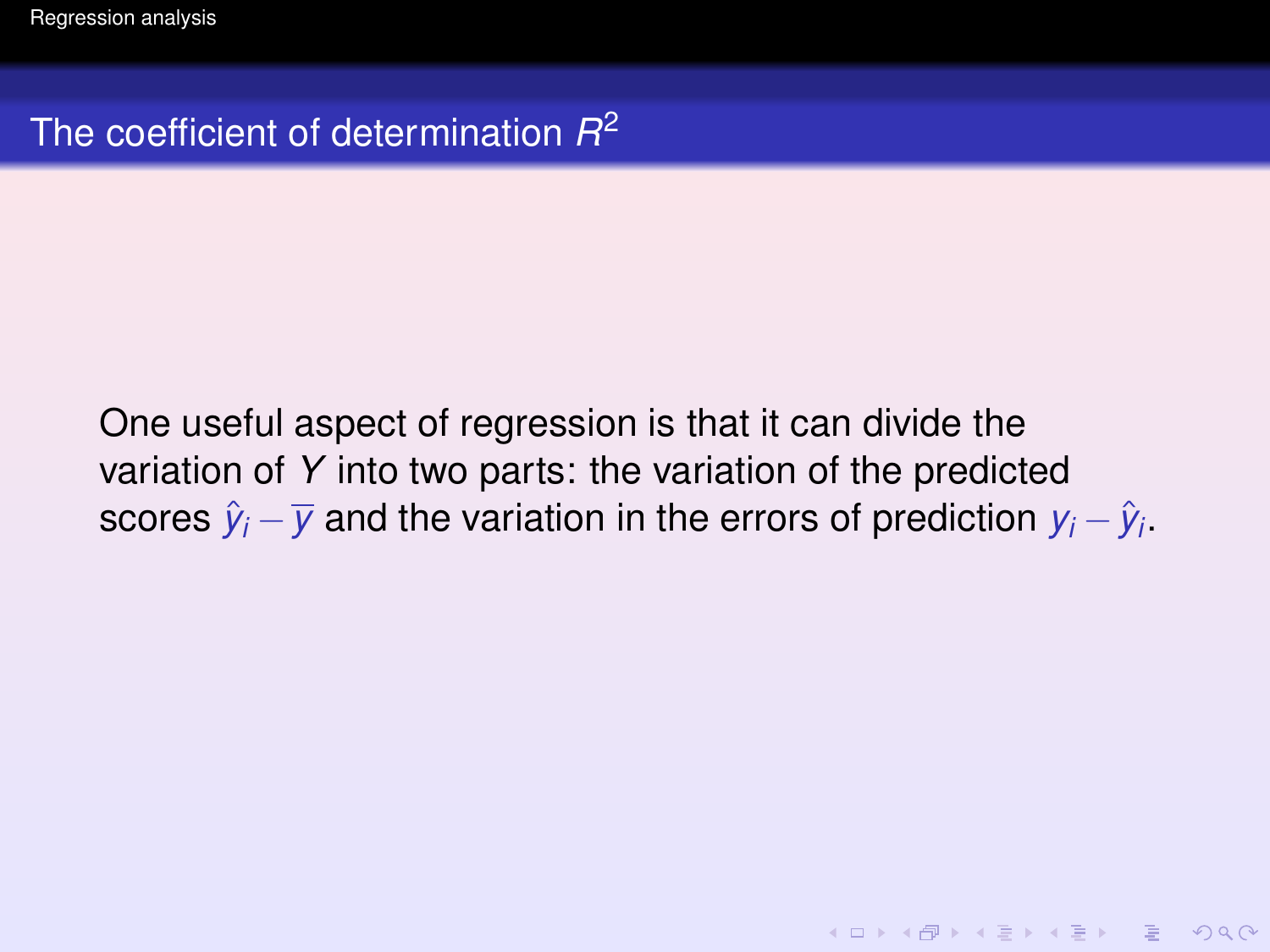## The coefficient of determination $R^2$

One useful aspect of regression is that it can divide the variation of $Y$ into two parts: the variation of the predicted scores $\hat{y}_i - \overline{y}$ and the variation in the errors of prediction $y_i - \hat{y}_i$.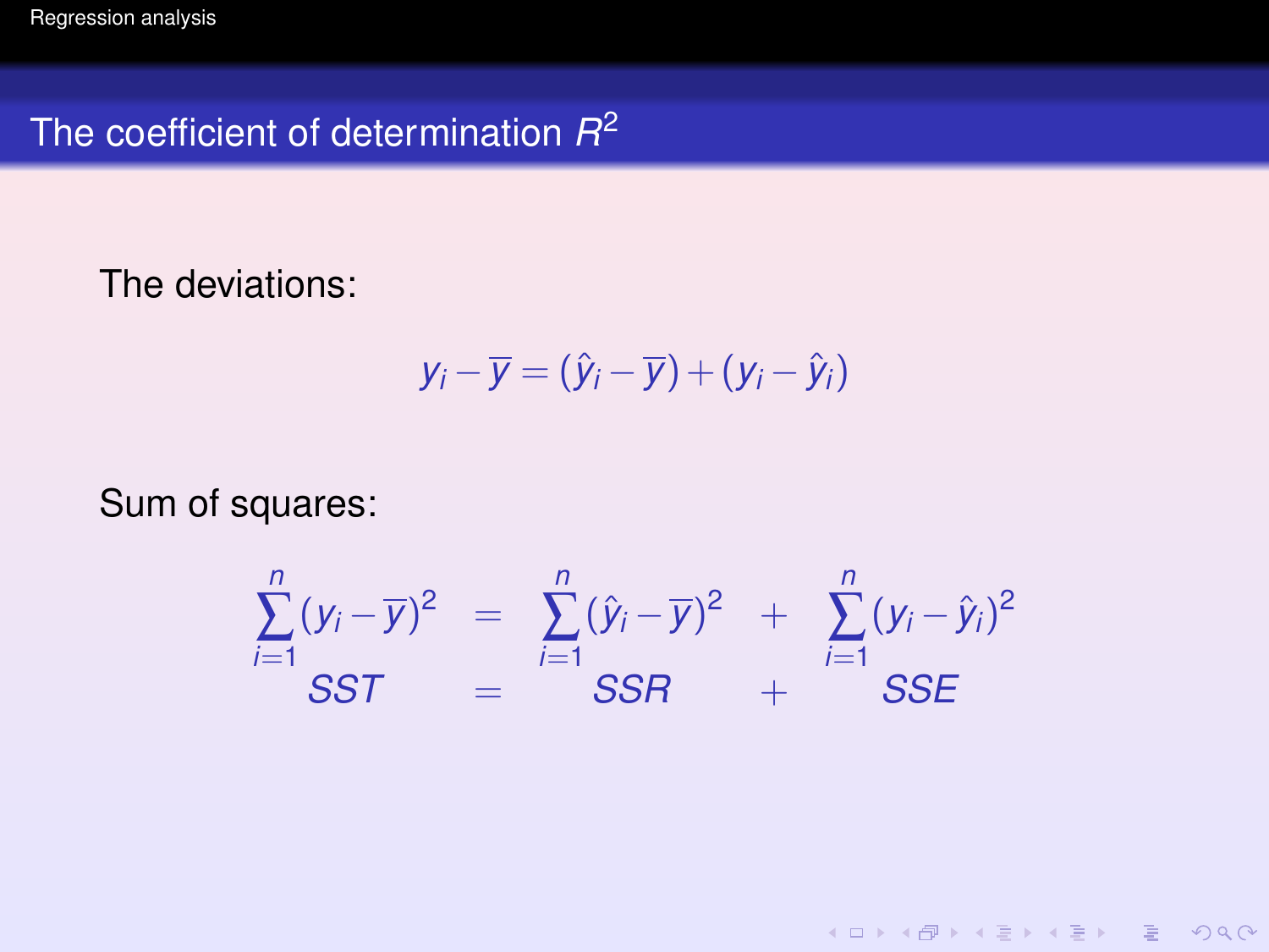## The coefficient of determination $R^2$

The deviations:

$$y_i - \overline{y} = (\hat{y}_i - \overline{y}) + (y_i - \hat{y}_i)$$

Sum of squares:

$$\begin{array}{ccccc} \sum_{i=1}^{n}(y_i - \overline{y})^2 & = & \sum_{i=1}^{n}(\hat{y}_i - \overline{y})^2 & + & \sum_{i=1}^{n}(y_i - \hat{y}_i)^2 \\ SST & = & SSR & + & SSE \end{array}$$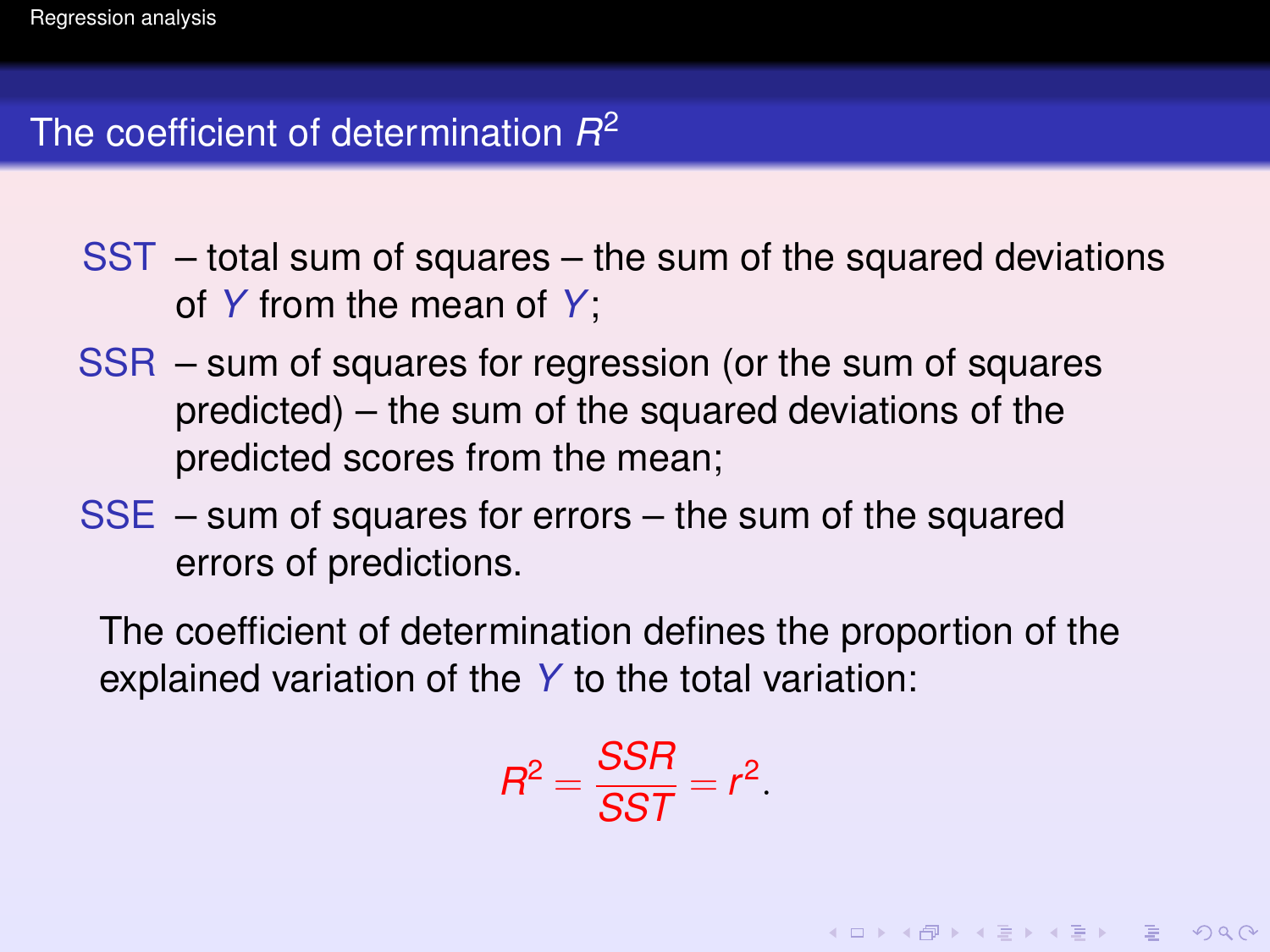## The coefficient of determination $R^2$

- **SST** – total sum of squares – the sum of the squared deviations of $Y$ from the mean of $Y$;
- **SSR** – sum of squares for regression (or the sum of squares predicted) – the sum of the squared deviations of the predicted scores from the mean;
- **SSE** – sum of squares for errors – the sum of the squared errors of predictions.

The coefficient of determination defines the proportion of the explained variation of the $Y$ to the total variation:

$$R^2 = \frac{SSR}{SST} = r^2.$$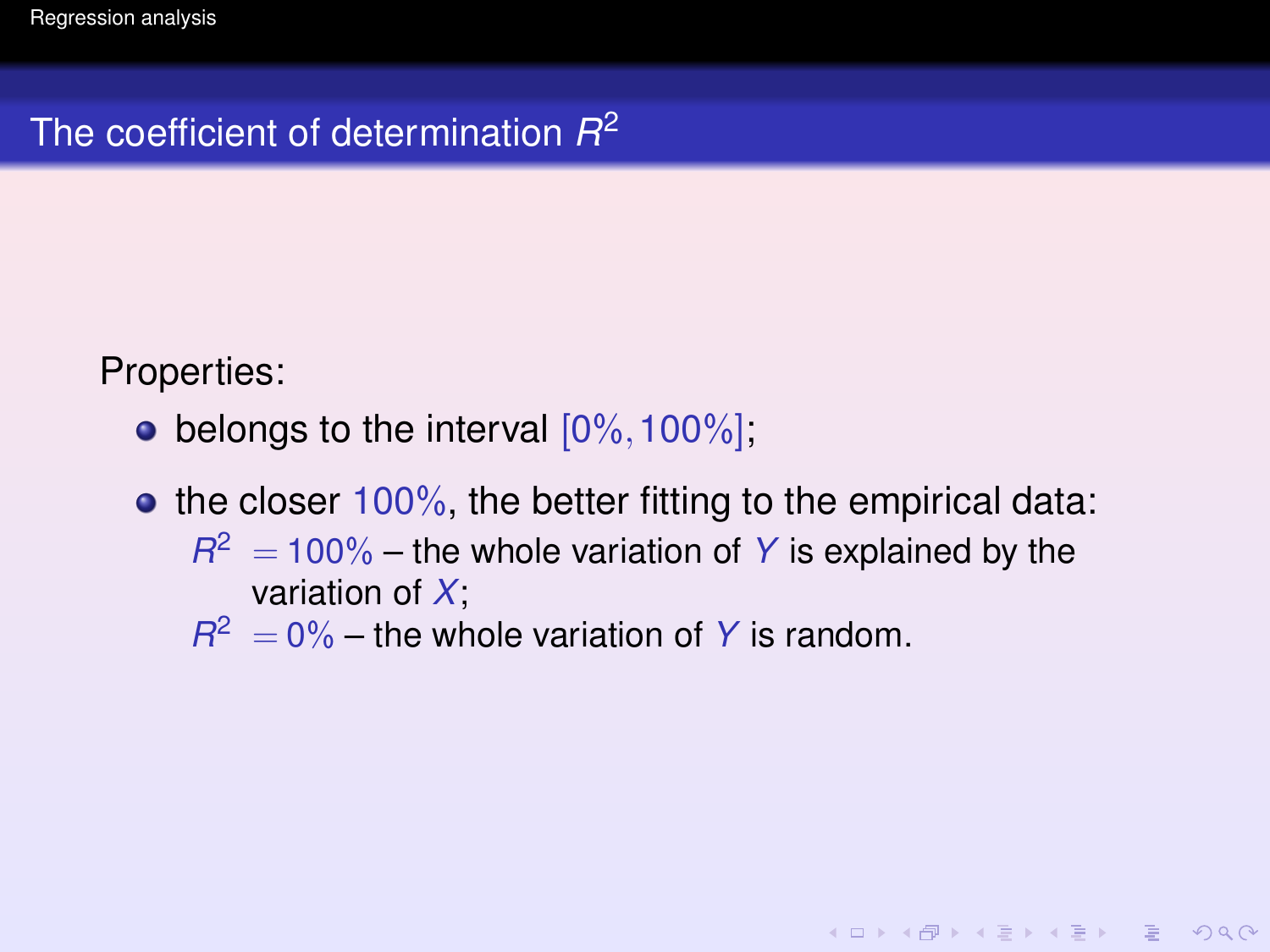## The coefficient of determination $R^2$

Properties:

- belongs to the interval $[0\%, 100\%]$;
- the closer $100\%$, the better fitting to the empirical data:
  - $R^2 = 100\%$ – the whole variation of $Y$ is explained by the variation of $X$;
  - $R^2 = 0\%$ – the whole variation of $Y$ is random.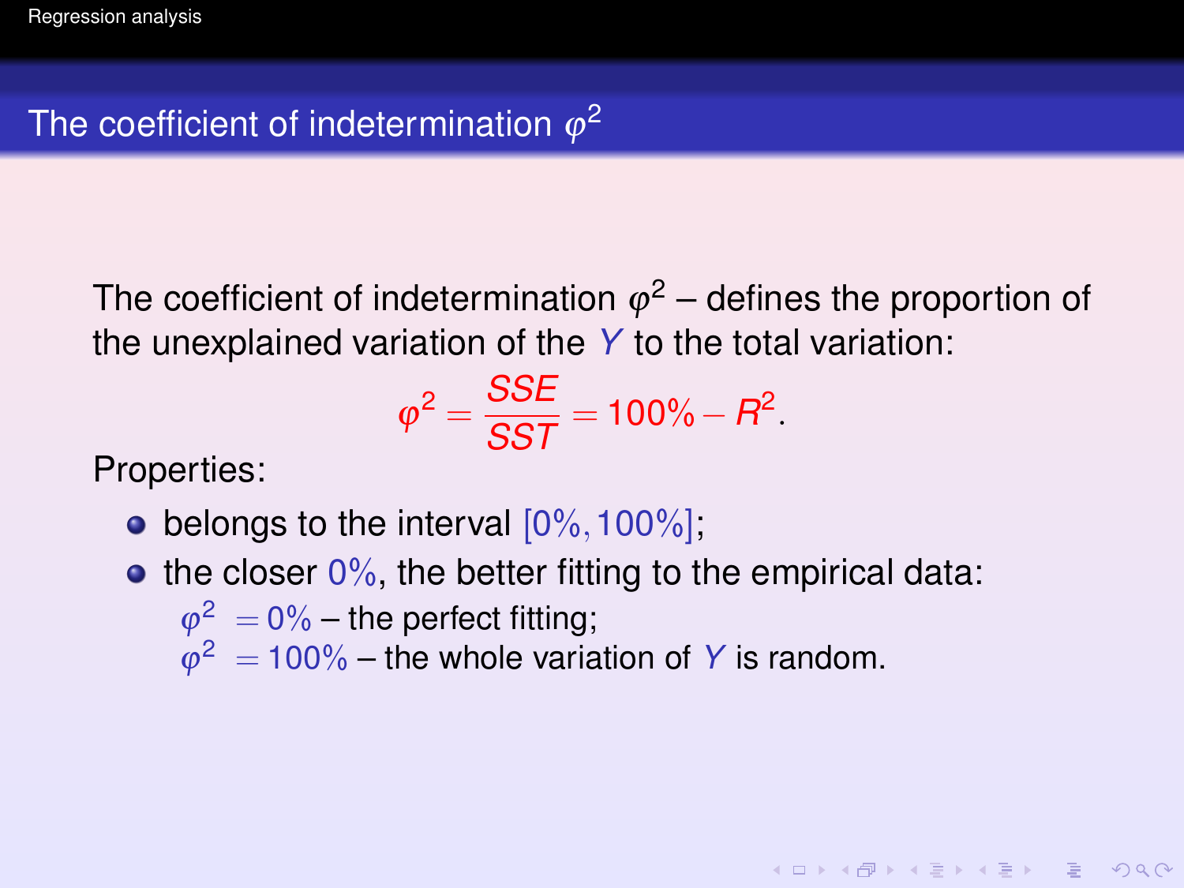## The coefficient of indetermination $\varphi^2$

The coefficient of indetermination $\varphi^2$ – defines the proportion of the unexplained variation of the $Y$ to the total variation:

$$\varphi^2 = \frac{SSE}{SST} = 100\% - R^2.$$

Properties:

- belongs to the interval $[0\%, 100\%]$;
- the closer $0\%$, the better fitting to the empirical data:
  $\varphi^2 = 0\%$ – the perfect fitting;
  $\varphi^2 = 100\%$ – the whole variation of $Y$ is random.